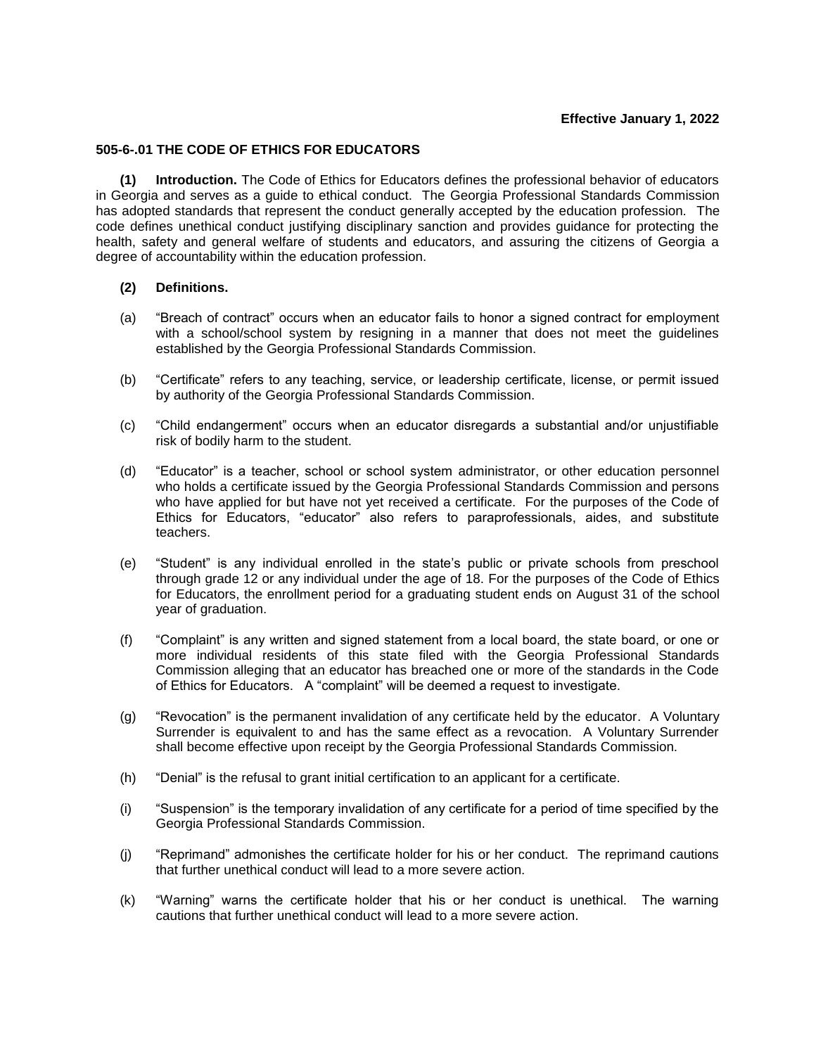**Effective January 1, 2022**

## 505-6-.01 THE CODE OF ETHICS FOR EDUCATORS

**(1) Introduction.** The Code of Ethics for Educators defines the professional behavior of educators in Georgia and serves as a guide to ethical conduct. The Georgia Professional Standards Commission has adopted standards that represent the conduct generally accepted by the education profession. The code defines unethical conduct justifying disciplinary sanction and provides guidance for protecting the health, safety and general welfare of students and educators, and assuring the citizens of Georgia a degree of accountability within the education profession.

**(2) Definitions.**

(a) "Breach of contract" occurs when an educator fails to honor a signed contract for employment with a school/school system by resigning in a manner that does not meet the guidelines established by the Georgia Professional Standards Commission.

(b) "Certificate" refers to any teaching, service, or leadership certificate, license, or permit issued by authority of the Georgia Professional Standards Commission.

(c) "Child endangerment" occurs when an educator disregards a substantial and/or unjustifiable risk of bodily harm to the student.

(d) "Educator" is a teacher, school or school system administrator, or other education personnel who holds a certificate issued by the Georgia Professional Standards Commission and persons who have applied for but have not yet received a certificate. For the purposes of the Code of Ethics for Educators, "educator" also refers to paraprofessionals, aides, and substitute teachers.

(e) "Student" is any individual enrolled in the state's public or private schools from preschool through grade 12 or any individual under the age of 18. For the purposes of the Code of Ethics for Educators, the enrollment period for a graduating student ends on August 31 of the school year of graduation.

(f) "Complaint" is any written and signed statement from a local board, the state board, or one or more individual residents of this state filed with the Georgia Professional Standards Commission alleging that an educator has breached one or more of the standards in the Code of Ethics for Educators. A "complaint" will be deemed a request to investigate.

(g) "Revocation" is the permanent invalidation of any certificate held by the educator. A Voluntary Surrender is equivalent to and has the same effect as a revocation. A Voluntary Surrender shall become effective upon receipt by the Georgia Professional Standards Commission.

(h) "Denial" is the refusal to grant initial certification to an applicant for a certificate.

(i) "Suspension" is the temporary invalidation of any certificate for a period of time specified by the Georgia Professional Standards Commission.

(j) "Reprimand" admonishes the certificate holder for his or her conduct. The reprimand cautions that further unethical conduct will lead to a more severe action.

(k) "Warning" warns the certificate holder that his or her conduct is unethical. The warning cautions that further unethical conduct will lead to a more severe action.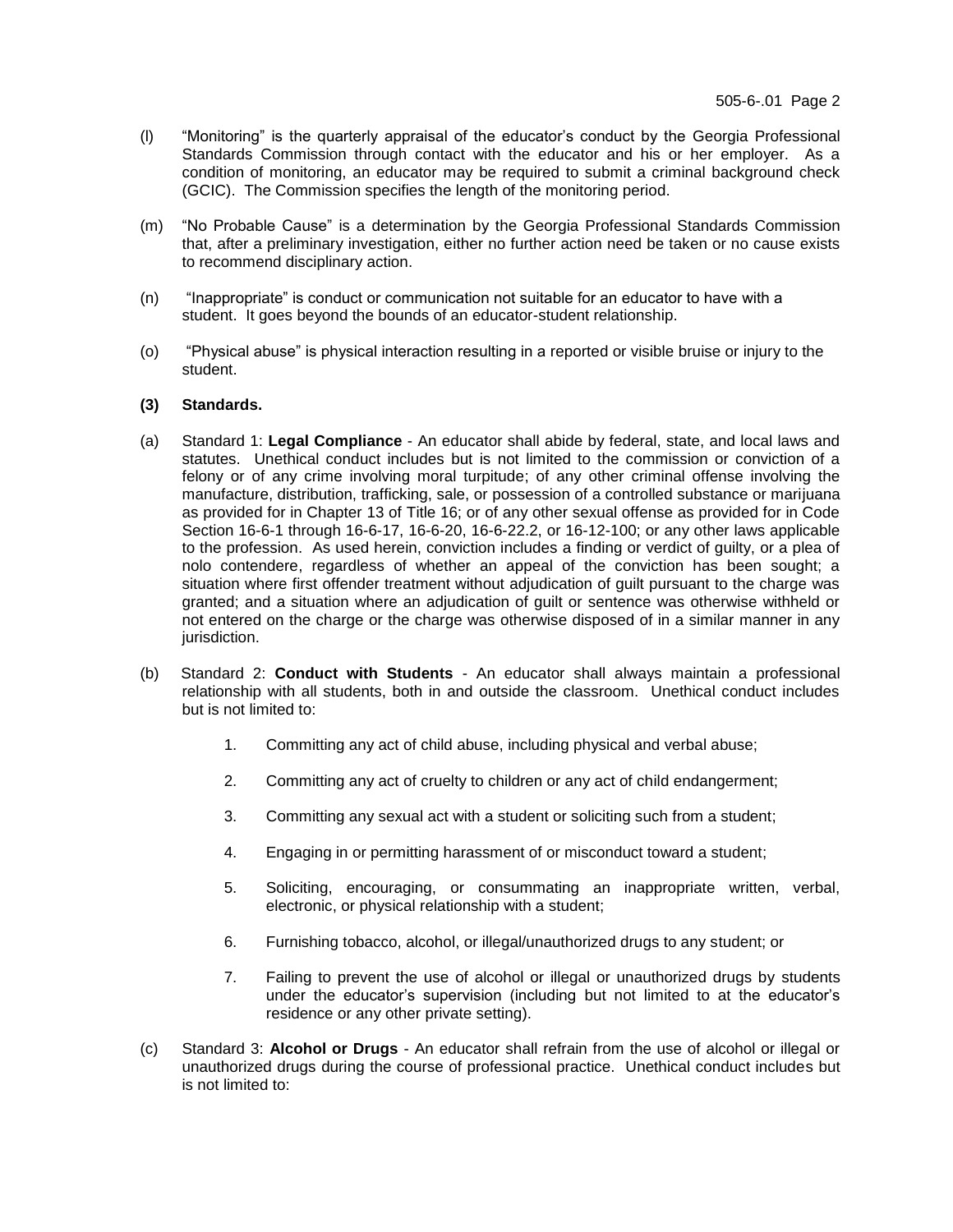(l) "Monitoring" is the quarterly appraisal of the educator's conduct by the Georgia Professional Standards Commission through contact with the educator and his or her employer. As a condition of monitoring, an educator may be required to submit a criminal background check (GCIC). The Commission specifies the length of the monitoring period.

(m) "No Probable Cause" is a determination by the Georgia Professional Standards Commission that, after a preliminary investigation, either no further action need be taken or no cause exists to recommend disciplinary action.

(n) "Inappropriate" is conduct or communication not suitable for an educator to have with a student. It goes beyond the bounds of an educator-student relationship.

(o) "Physical abuse" is physical interaction resulting in a reported or visible bruise or injury to the student.

**(3) Standards.**

(a) Standard 1: **Legal Compliance** - An educator shall abide by federal, state, and local laws and statutes. Unethical conduct includes but is not limited to the commission or conviction of a felony or of any crime involving moral turpitude; of any other criminal offense involving the manufacture, distribution, trafficking, sale, or possession of a controlled substance or marijuana as provided for in Chapter 13 of Title 16; or of any other sexual offense as provided for in Code Section 16-6-1 through 16-6-17, 16-6-20, 16-6-22.2, or 16-12-100; or any other laws applicable to the profession. As used herein, conviction includes a finding or verdict of guilty, or a plea of nolo contendere, regardless of whether an appeal of the conviction has been sought; a situation where first offender treatment without adjudication of guilt pursuant to the charge was granted; and a situation where an adjudication of guilt or sentence was otherwise withheld or not entered on the charge or the charge was otherwise disposed of in a similar manner in any jurisdiction.

(b) Standard 2: **Conduct with Students** - An educator shall always maintain a professional relationship with all students, both in and outside the classroom. Unethical conduct includes but is not limited to:

1. Committing any act of child abuse, including physical and verbal abuse;
2. Committing any act of cruelty to children or any act of child endangerment;
3. Committing any sexual act with a student or soliciting such from a student;
4. Engaging in or permitting harassment of or misconduct toward a student;
5. Soliciting, encouraging, or consummating an inappropriate written, verbal, electronic, or physical relationship with a student;
6. Furnishing tobacco, alcohol, or illegal/unauthorized drugs to any student; or
7. Failing to prevent the use of alcohol or illegal or unauthorized drugs by students under the educator's supervision (including but not limited to at the educator's residence or any other private setting).

(c) Standard 3: **Alcohol or Drugs** - An educator shall refrain from the use of alcohol or illegal or unauthorized drugs during the course of professional practice. Unethical conduct includes but is not limited to: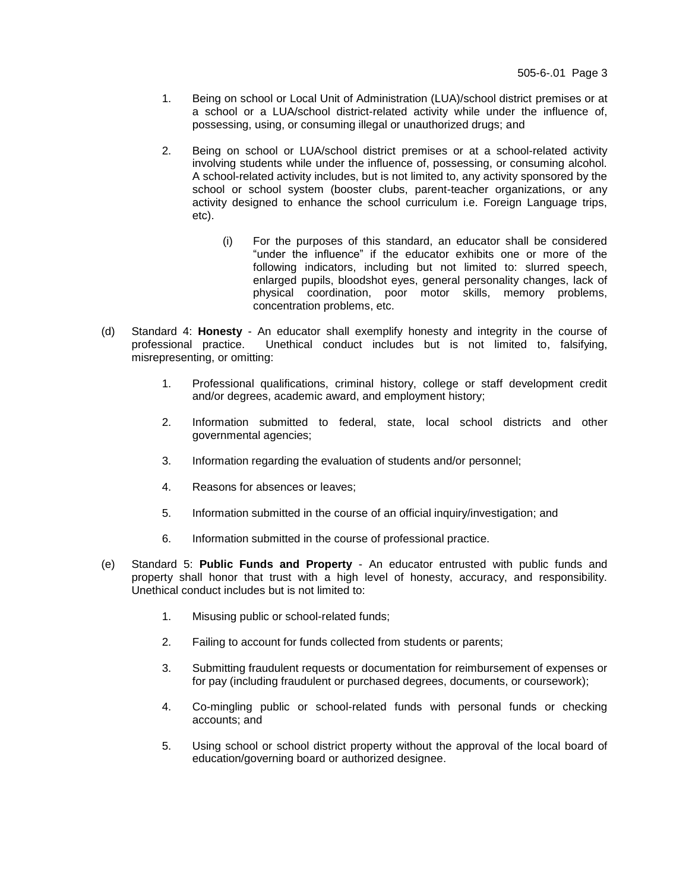1. Being on school or Local Unit of Administration (LUA)/school district premises or at a school or a LUA/school district-related activity while under the influence of, possessing, using, or consuming illegal or unauthorized drugs; and

2. Being on school or LUA/school district premises or at a school-related activity involving students while under the influence of, possessing, or consuming alcohol. A school-related activity includes, but is not limited to, any activity sponsored by the school or school system (booster clubs, parent-teacher organizations, or any activity designed to enhance the school curriculum i.e. Foreign Language trips, etc).

   (i) For the purposes of this standard, an educator shall be considered "under the influence" if the educator exhibits one or more of the following indicators, including but not limited to: slurred speech, enlarged pupils, bloodshot eyes, general personality changes, lack of physical coordination, poor motor skills, memory problems, concentration problems, etc.

(d) Standard 4: **Honesty** - An educator shall exemplify honesty and integrity in the course of professional practice. Unethical conduct includes but is not limited to, falsifying, misrepresenting, or omitting:

1. Professional qualifications, criminal history, college or staff development credit and/or degrees, academic award, and employment history;

2. Information submitted to federal, state, local school districts and other governmental agencies;

3. Information regarding the evaluation of students and/or personnel;

4. Reasons for absences or leaves;

5. Information submitted in the course of an official inquiry/investigation; and

6. Information submitted in the course of professional practice.

(e) Standard 5: **Public Funds and Property** - An educator entrusted with public funds and property shall honor that trust with a high level of honesty, accuracy, and responsibility. Unethical conduct includes but is not limited to:

1. Misusing public or school-related funds;

2. Failing to account for funds collected from students or parents;

3. Submitting fraudulent requests or documentation for reimbursement of expenses or for pay (including fraudulent or purchased degrees, documents, or coursework);

4. Co-mingling public or school-related funds with personal funds or checking accounts; and

5. Using school or school district property without the approval of the local board of education/governing board or authorized designee.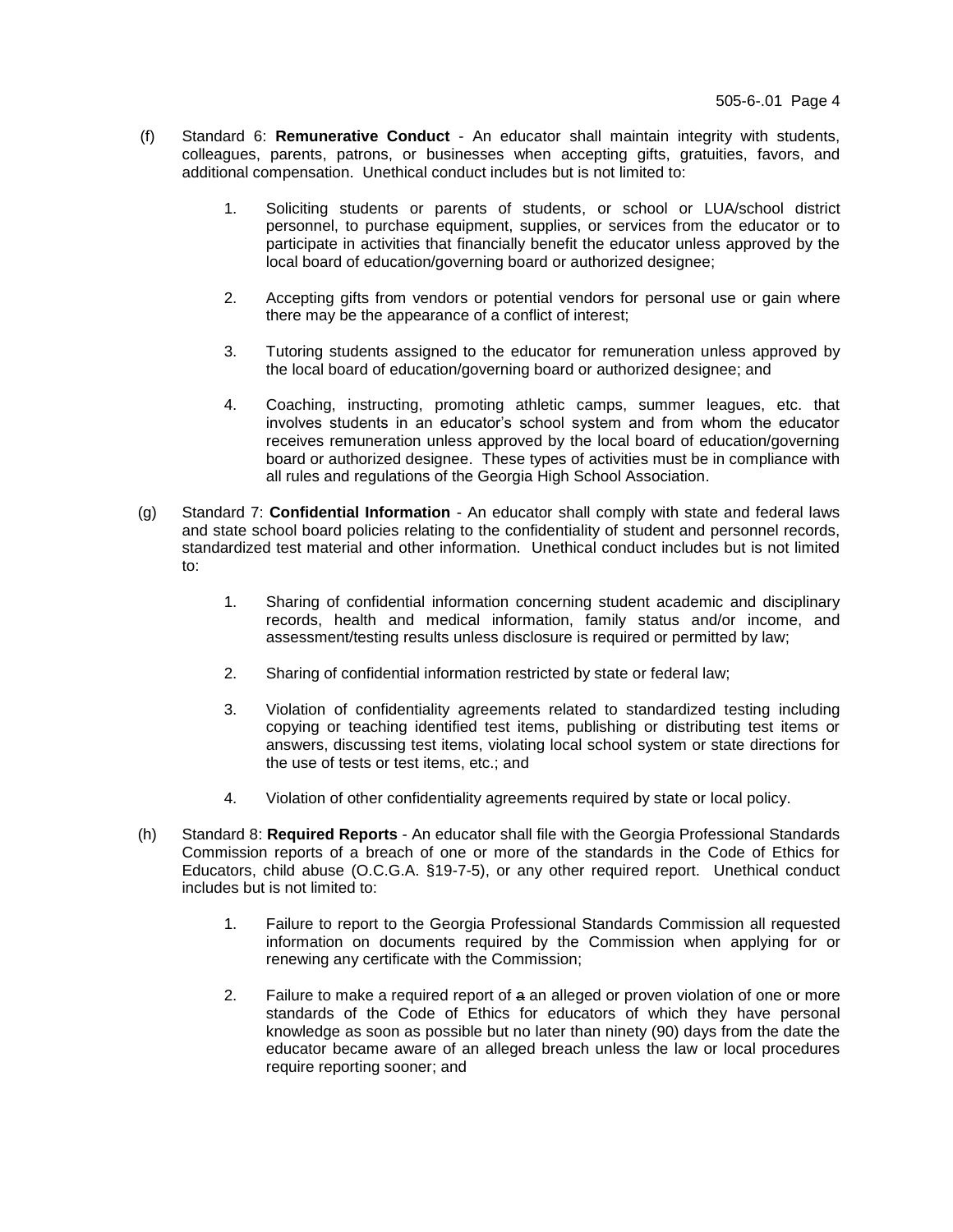(f) Standard 6: **Remunerative Conduct** - An educator shall maintain integrity with students, colleagues, parents, patrons, or businesses when accepting gifts, gratuities, favors, and additional compensation. Unethical conduct includes but is not limited to:

   1. Soliciting students or parents of students, or school or LUA/school district personnel, to purchase equipment, supplies, or services from the educator or to participate in activities that financially benefit the educator unless approved by the local board of education/governing board or authorized designee;

   2. Accepting gifts from vendors or potential vendors for personal use or gain where there may be the appearance of a conflict of interest;

   3. Tutoring students assigned to the educator for remuneration unless approved by the local board of education/governing board or authorized designee; and

   4. Coaching, instructing, promoting athletic camps, summer leagues, etc. that involves students in an educator's school system and from whom the educator receives remuneration unless approved by the local board of education/governing board or authorized designee. These types of activities must be in compliance with all rules and regulations of the Georgia High School Association.

(g) Standard 7: **Confidential Information** - An educator shall comply with state and federal laws and state school board policies relating to the confidentiality of student and personnel records, standardized test material and other information. Unethical conduct includes but is not limited to:

   1. Sharing of confidential information concerning student academic and disciplinary records, health and medical information, family status and/or income, and assessment/testing results unless disclosure is required or permitted by law;

   2. Sharing of confidential information restricted by state or federal law;

   3. Violation of confidentiality agreements related to standardized testing including copying or teaching identified test items, publishing or distributing test items or answers, discussing test items, violating local school system or state directions for the use of tests or test items, etc.; and

   4. Violation of other confidentiality agreements required by state or local policy.

(h) Standard 8: **Required Reports** - An educator shall file with the Georgia Professional Standards Commission reports of a breach of one or more of the standards in the Code of Ethics for Educators, child abuse (O.C.G.A. §19-7-5), or any other required report. Unethical conduct includes but is not limited to:

   1. Failure to report to the Georgia Professional Standards Commission all requested information on documents required by the Commission when applying for or renewing any certificate with the Commission;

   2. Failure to make a required report of ~~a~~ an alleged or proven violation of one or more standards of the Code of Ethics for educators of which they have personal knowledge as soon as possible but no later than ninety (90) days from the date the educator became aware of an alleged breach unless the law or local procedures require reporting sooner; and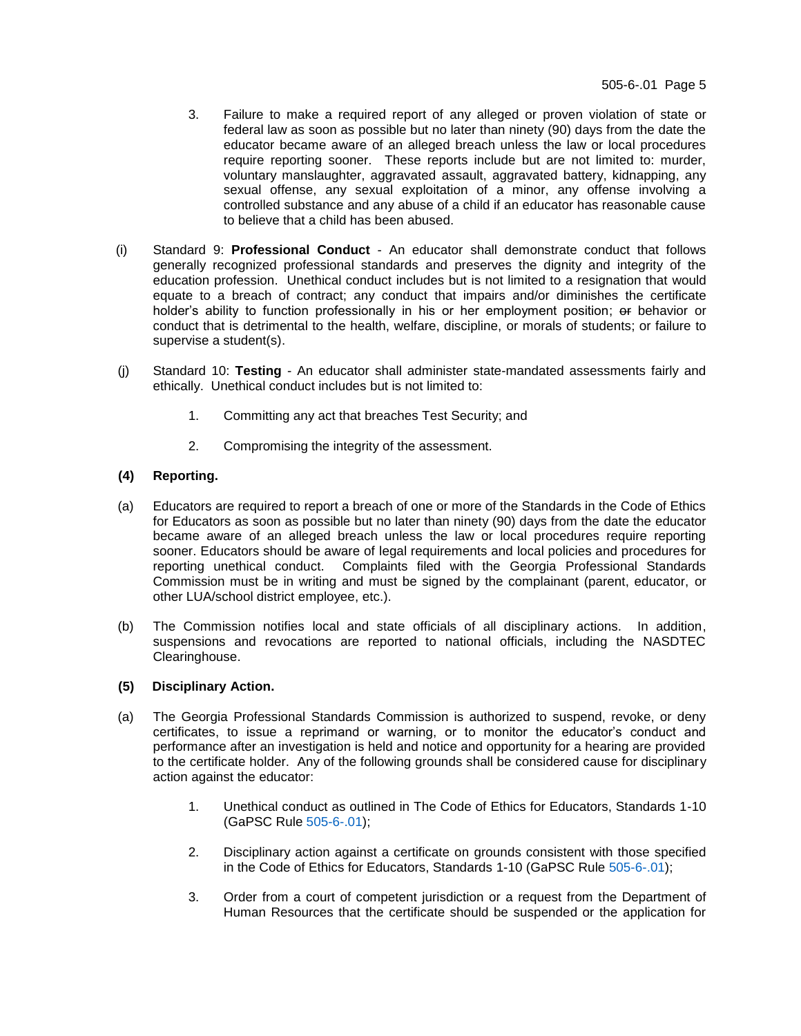3. Failure to make a required report of any alleged or proven violation of state or federal law as soon as possible but no later than ninety (90) days from the date the educator became aware of an alleged breach unless the law or local procedures require reporting sooner. These reports include but are not limited to: murder, voluntary manslaughter, aggravated assault, aggravated battery, kidnapping, any sexual offense, any sexual exploitation of a minor, any offense involving a controlled substance and any abuse of a child if an educator has reasonable cause to believe that a child has been abused.

(i) Standard 9: **Professional Conduct** - An educator shall demonstrate conduct that follows generally recognized professional standards and preserves the dignity and integrity of the education profession. Unethical conduct includes but is not limited to a resignation that would equate to a breach of contract; any conduct that impairs and/or diminishes the certificate holder's ability to function professionally in his or her employment position; ~~or~~ behavior or conduct that is detrimental to the health, welfare, discipline, or morals of students; or failure to supervise a student(s).

(j) Standard 10: **Testing** - An educator shall administer state-mandated assessments fairly and ethically. Unethical conduct includes but is not limited to:

1. Committing any act that breaches Test Security; and

2. Compromising the integrity of the assessment.

**(4) Reporting.**

(a) Educators are required to report a breach of one or more of the Standards in the Code of Ethics for Educators as soon as possible but no later than ninety (90) days from the date the educator became aware of an alleged breach unless the law or local procedures require reporting sooner. Educators should be aware of legal requirements and local policies and procedures for reporting unethical conduct. Complaints filed with the Georgia Professional Standards Commission must be in writing and must be signed by the complainant (parent, educator, or other LUA/school district employee, etc.).

(b) The Commission notifies local and state officials of all disciplinary actions. In addition, suspensions and revocations are reported to national officials, including the NASDTEC Clearinghouse.

**(5) Disciplinary Action.**

(a) The Georgia Professional Standards Commission is authorized to suspend, revoke, or deny certificates, to issue a reprimand or warning, or to monitor the educator's conduct and performance after an investigation is held and notice and opportunity for a hearing are provided to the certificate holder. Any of the following grounds shall be considered cause for disciplinary action against the educator:

1. Unethical conduct as outlined in The Code of Ethics for Educators, Standards 1-10 (GaPSC Rule 505-6-.01);

2. Disciplinary action against a certificate on grounds consistent with those specified in the Code of Ethics for Educators, Standards 1-10 (GaPSC Rule 505-6-.01);

3. Order from a court of competent jurisdiction or a request from the Department of Human Resources that the certificate should be suspended or the application for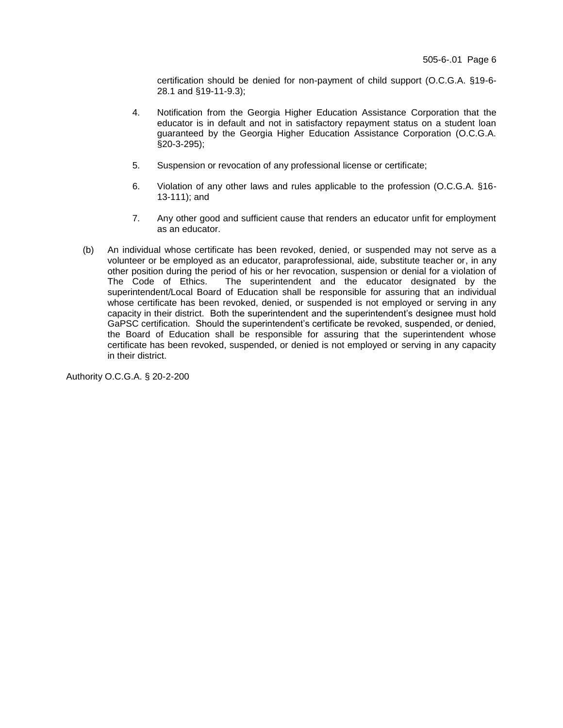certification should be denied for non-payment of child support (O.C.G.A. §19-6-28.1 and §19-11-9.3);

4. Notification from the Georgia Higher Education Assistance Corporation that the educator is in default and not in satisfactory repayment status on a student loan guaranteed by the Georgia Higher Education Assistance Corporation (O.C.G.A. §20-3-295);

5. Suspension or revocation of any professional license or certificate;

6. Violation of any other laws and rules applicable to the profession (O.C.G.A. §16-13-111); and

7. Any other good and sufficient cause that renders an educator unfit for employment as an educator.

(b) An individual whose certificate has been revoked, denied, or suspended may not serve as a volunteer or be employed as an educator, paraprofessional, aide, substitute teacher or, in any other position during the period of his or her revocation, suspension or denial for a violation of The Code of Ethics. The superintendent and the educator designated by the superintendent/Local Board of Education shall be responsible for assuring that an individual whose certificate has been revoked, denied, or suspended is not employed or serving in any capacity in their district. Both the superintendent and the superintendent's designee must hold GaPSC certification. Should the superintendent's certificate be revoked, suspended, or denied, the Board of Education shall be responsible for assuring that the superintendent whose certificate has been revoked, suspended, or denied is not employed or serving in any capacity in their district.

Authority O.C.G.A. § 20-2-200